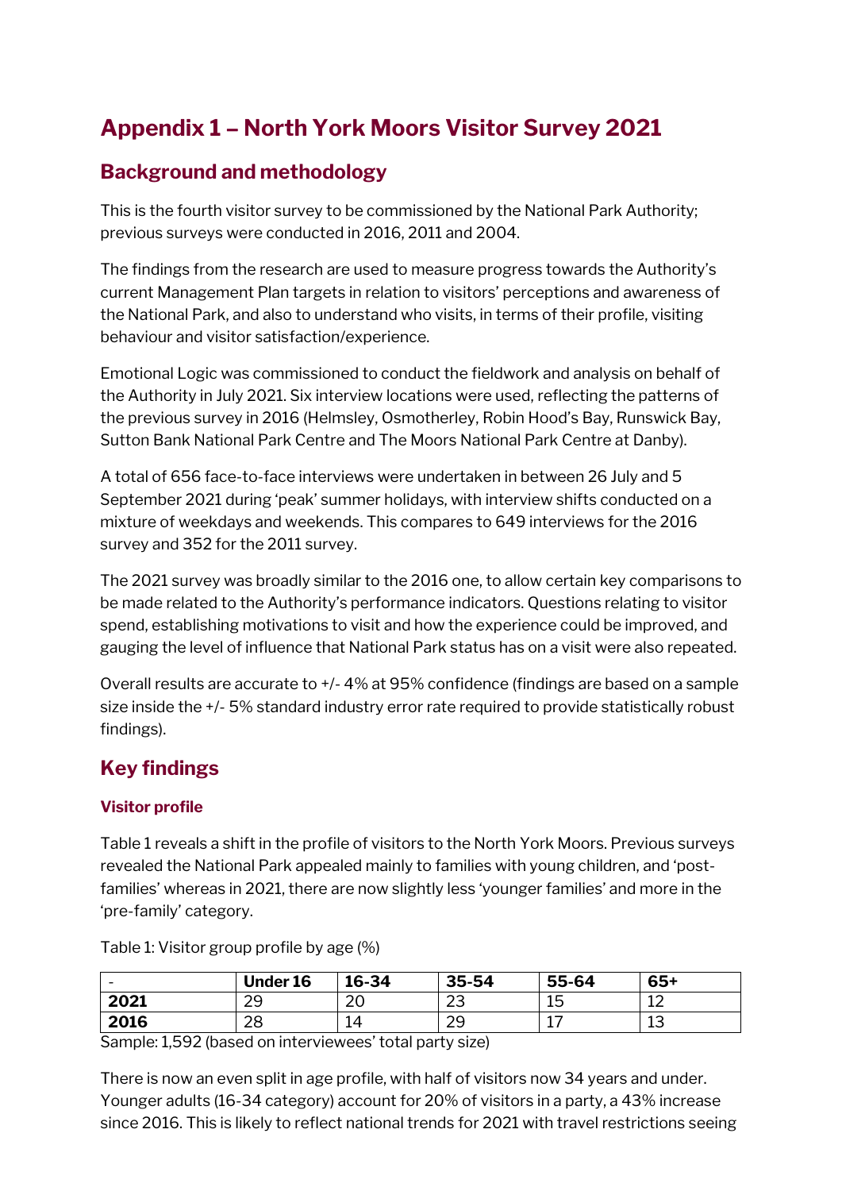# Appendix 1 – North York Moors Visitor Survey 2021

## Background and methodology

This is the fourth visitor survey to be commissioned by the National Park Authority; previous surveys were conducted in 2016, 2011 and 2004.

The findings from the research are used to measure progress towards the Authority's current Management Plan targets in relation to visitors' perceptions and awareness of the National Park, and also to understand who visits, in terms of their profile, visiting behaviour and visitor satisfaction/experience.

Emotional Logic was commissioned to conduct the fieldwork and analysis on behalf of the Authority in July 2021. Six interview locations were used, reflecting the patterns of the previous survey in 2016 (Helmsley, Osmotherley, Robin Hood's Bay, Runswick Bay, Sutton Bank National Park Centre and The Moors National Park Centre at Danby).

A total of 656 face-to-face interviews were undertaken in between 26 July and 5 September 2021 during 'peak' summer holidays, with interview shifts conducted on a mixture of weekdays and weekends. This compares to 649 interviews for the 2016 survey and 352 for the 2011 survey.

The 2021 survey was broadly similar to the 2016 one, to allow certain key comparisons to be made related to the Authority's performance indicators. Questions relating to visitor spend, establishing motivations to visit and how the experience could be improved, and gauging the level of influence that National Park status has on a visit were also repeated.

Overall results are accurate to +/- 4% at 95% confidence (findings are based on a sample size inside the +/- 5% standard industry error rate required to provide statistically robust findings).

## Key findings

### Visitor profile

Table 1 reveals a shift in the profile of visitors to the North York Moors. Previous surveys revealed the National Park appealed mainly to families with young children, and 'post-families' whereas in 2021, there are now slightly less 'younger families' and more in the 'pre-family' category.

Table 1: Visitor group profile by age (%)

| - | Under 16 | 16-34 | 35-54 | 55-64 | 65+ |
|---|---|---|---|---|---|
| **2021** | 29 | 20 | 23 | 15 | 12 |
| **2016** | 28 | 14 | 29 | 17 | 13 |

Sample: 1,592 (based on interviewees' total party size)

There is now an even split in age profile, with half of visitors now 34 years and under. Younger adults (16-34 category) account for 20% of visitors in a party, a 43% increase since 2016. This is likely to reflect national trends for 2021 with travel restrictions seeing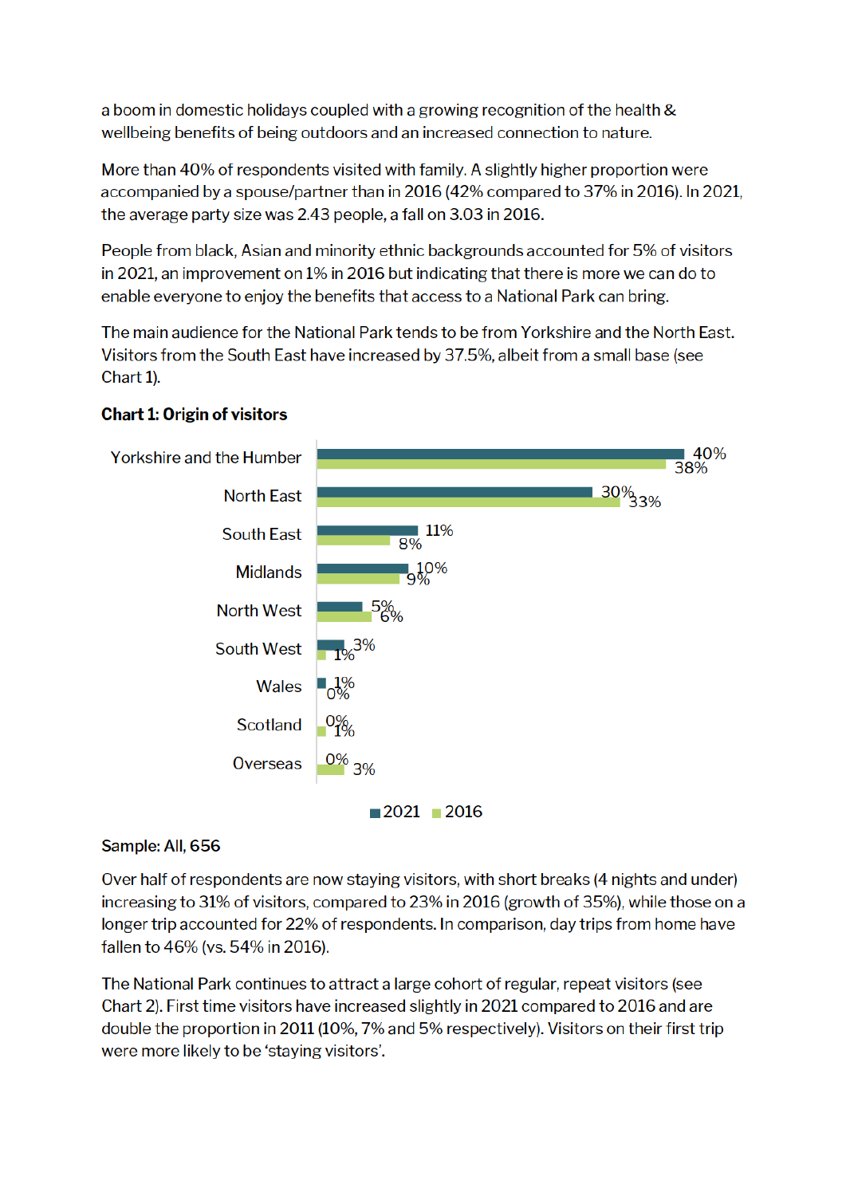a boom in domestic holidays coupled with a growing recognition of the health & wellbeing benefits of being outdoors and an increased connection to nature.

More than 40% of respondents visited with family. A slightly higher proportion were accompanied by a spouse/partner than in 2016 (42% compared to 37% in 2016). In 2021, the average party size was 2.43 people, a fall on 3.03 in 2016.

People from black, Asian and minority ethnic backgrounds accounted for 5% of visitors in 2021, an improvement on 1% in 2016 but indicating that there is more we can do to enable everyone to enjoy the benefits that access to a National Park can bring.

The main audience for the National Park tends to be from Yorkshire and the North East. Visitors from the South East have increased by 37.5%, albeit from a small base (see Chart 1).

**Chart 1: Origin of visitors**

| Origin | 2021 | 2016 |
|---|---|---|
| Yorkshire and the Humber | 40% | 38% |
| North East | 30% | 33% |
| South East | 11% | 8% |
| Midlands | 10% | 9% |
| North West | 5% | 6% |
| South West | 3% | 1% |
| Wales | 1% | 0% |
| Scotland | 0% | 1% |
| Overseas | 0% | 3% |

**Sample: All, 656**

Over half of respondents are now staying visitors, with short breaks (4 nights and under) increasing to 31% of visitors, compared to 23% in 2016 (growth of 35%), while those on a longer trip accounted for 22% of respondents. In comparison, day trips from home have fallen to 46% (vs. 54% in 2016).

The National Park continues to attract a large cohort of regular, repeat visitors (see Chart 2). First time visitors have increased slightly in 2021 compared to 2016 and are double the proportion in 2011 (10%, 7% and 5% respectively). Visitors on their first trip were more likely to be 'staying visitors'.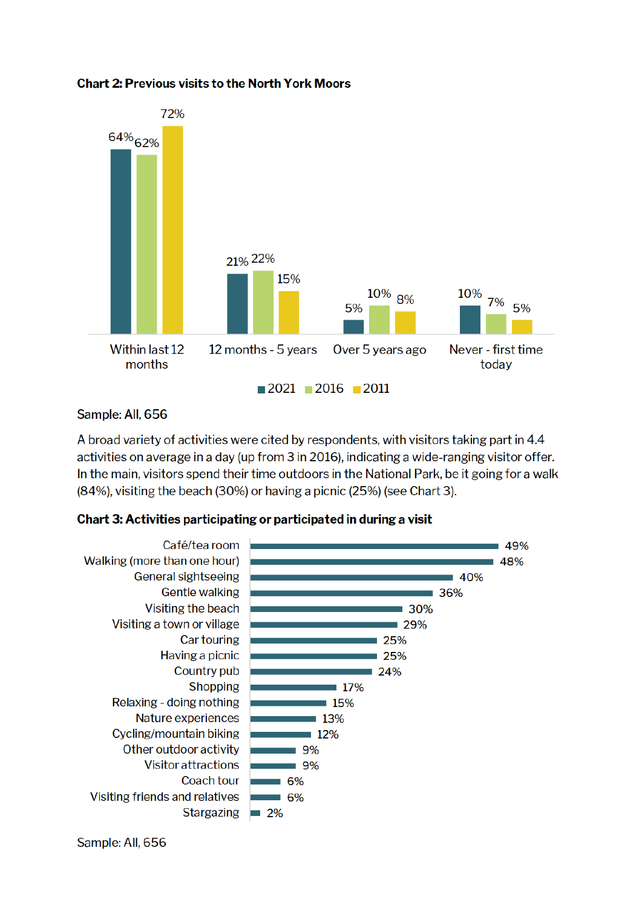**Chart 2: Previous visits to the North York Moors**

| | 2021 | 2016 | 2011 |
|---|---|---|---|
| Within last 12 months | 64% | 62% | 72% |
| 12 months - 5 years | 21% | 22% | 15% |
| Over 5 years ago | 5% | 10% | 8% |
| Never - first time today | 10% | 7% | 5% |

Sample: All, 656

A broad variety of activities were cited by respondents, with visitors taking part in 4.4 activities on average in a day (up from 3 in 2016), indicating a wide-ranging visitor offer. In the main, visitors spend their time outdoors in the National Park, be it going for a walk (84%), visiting the beach (30%) or having a picnic (25%) (see Chart 3).

**Chart 3: Activities participating or participated in during a visit**

| Activity | % |
|---|---|
| Café/tea room | 49% |
| Walking (more than one hour) | 48% |
| General sightseeing | 40% |
| Gentle walking | 36% |
| Visiting the beach | 30% |
| Visiting a town or village | 29% |
| Car touring | 25% |
| Having a picnic | 25% |
| Country pub | 24% |
| Shopping | 17% |
| Relaxing - doing nothing | 15% |
| Nature experiences | 13% |
| Cycling/mountain biking | 12% |
| Other outdoor activity | 9% |
| Visitor attractions | 9% |
| Coach tour | 6% |
| Visiting friends and relatives | 6% |
| Stargazing | 2% |

Sample: All, 656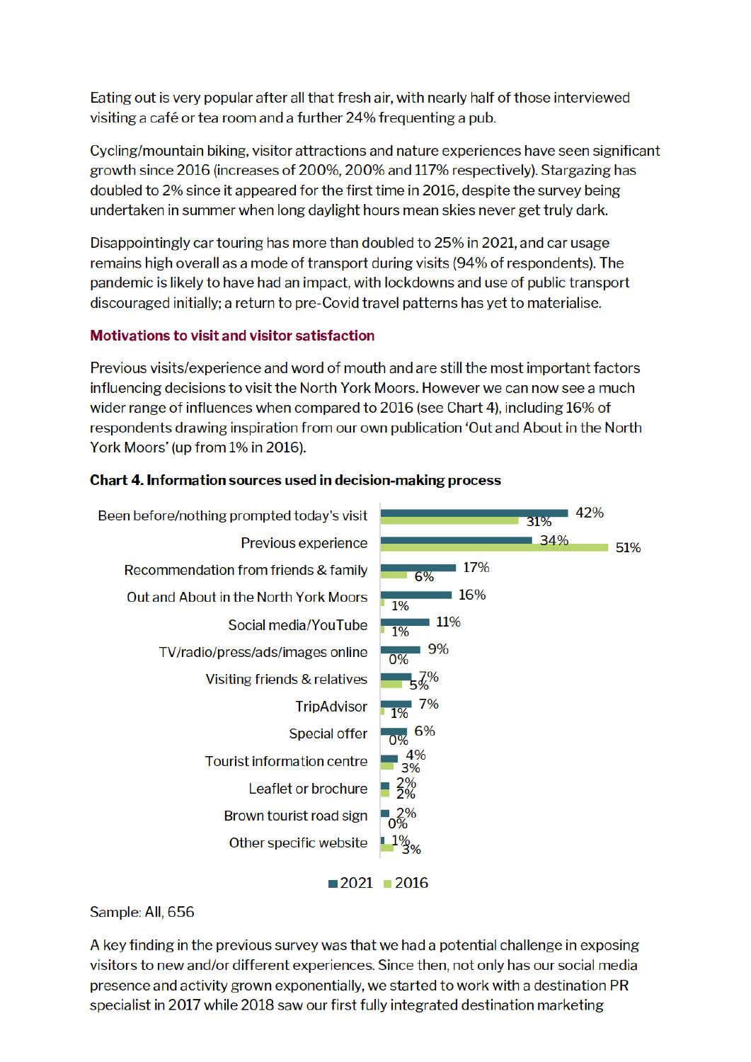Eating out is very popular after all that fresh air, with nearly half of those interviewed visiting a café or tea room and a further 24% frequenting a pub.

Cycling/mountain biking, visitor attractions and nature experiences have seen significant growth since 2016 (increases of 200%, 200% and 117% respectively). Stargazing has doubled to 2% since it appeared for the first time in 2016, despite the survey being undertaken in summer when long daylight hours mean skies never get truly dark.

Disappointingly car touring has more than doubled to 25% in 2021, and car usage remains high overall as a mode of transport during visits (94% of respondents). The pandemic is likely to have had an impact, with lockdowns and use of public transport discouraged initially; a return to pre-Covid travel patterns has yet to materialise.

### Motivations to visit and visitor satisfaction

Previous visits/experience and word of mouth and are still the most important factors influencing decisions to visit the North York Moors. However we can now see a much wider range of influences when compared to 2016 (see Chart 4), including 16% of respondents drawing inspiration from our own publication 'Out and About in the North York Moors' (up from 1% in 2016).

**Chart 4. Information sources used in decision-making process**

| Information source | 2021 | 2016 |
| --- | --- | --- |
| Been before/nothing prompted today's visit | 42% | 31% |
| Previous experience | 34% | 51% |
| Recommendation from friends & family | 17% | 6% |
| Out and About in the North York Moors | 16% | 1% |
| Social media/YouTube | 11% | 1% |
| TV/radio/press/ads/images online | 9% | 0% |
| Visiting friends & relatives | 7% | 5% |
| TripAdvisor | 7% | 1% |
| Special offer | 6% | 0% |
| Tourist information centre | 4% | 3% |
| Leaflet or brochure | 2% | 2% |
| Brown tourist road sign | 2% | 0% |
| Other specific website | 1% | 3% |

Sample: All, 656

A key finding in the previous survey was that we had a potential challenge in exposing visitors to new and/or different experiences. Since then, not only has our social media presence and activity grown exponentially, we started to work with a destination PR specialist in 2017 while 2018 saw our first fully integrated destination marketing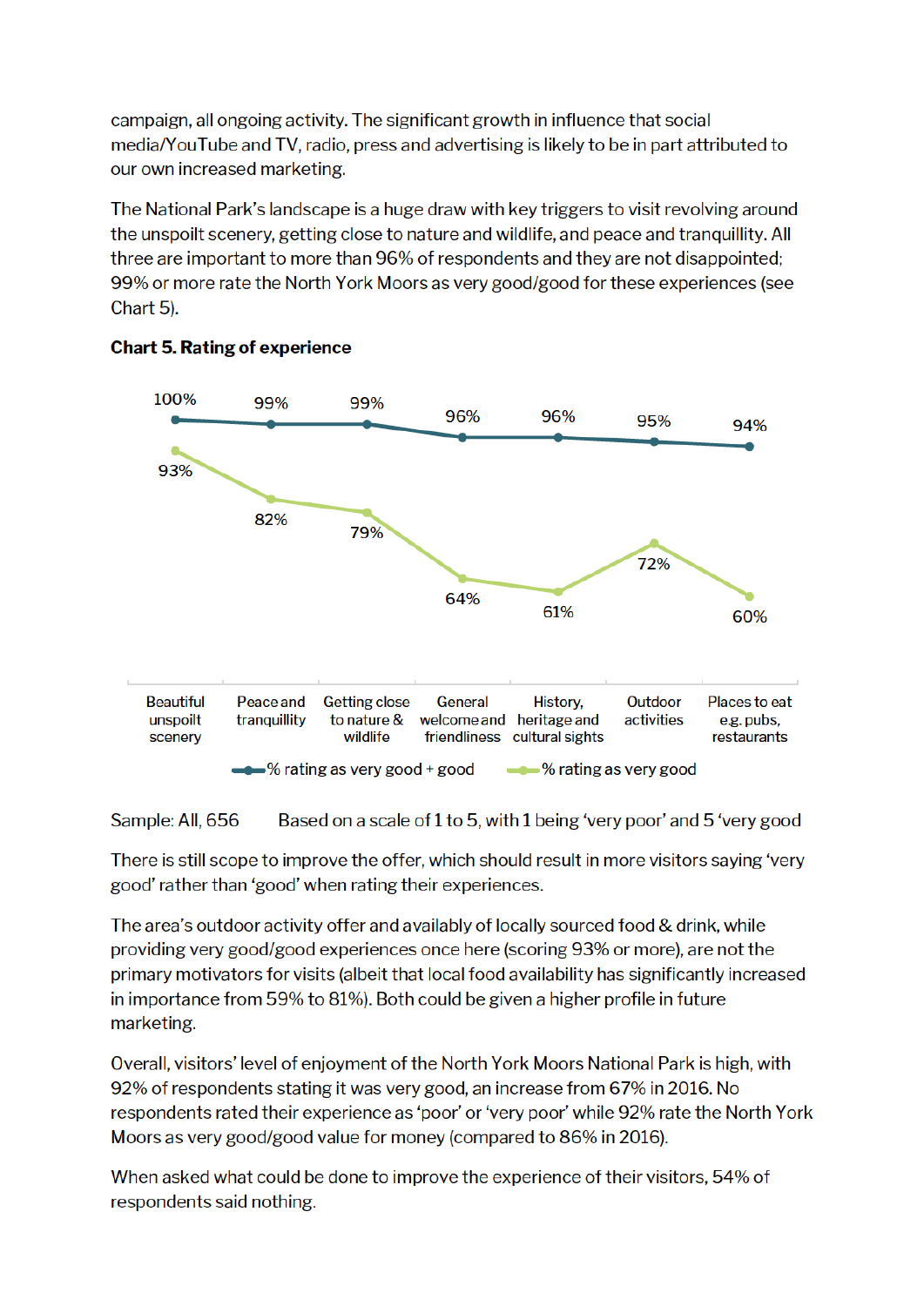campaign, all ongoing activity. The significant growth in influence that social media/YouTube and TV, radio, press and advertising is likely to be in part attributed to our own increased marketing.

The National Park's landscape is a huge draw with key triggers to visit revolving around the unspoilt scenery, getting close to nature and wildlife, and peace and tranquillity. All three are important to more than 96% of respondents and they are not disappointed; 99% or more rate the North York Moors as very good/good for these experiences (see Chart 5).

**Chart 5. Rating of experience**

| | % rating as very good + good | % rating as very good |
|---|---|---|
| Beautiful unspoilt scenery | 100% | 93% |
| Peace and tranquillity | 99% | 82% |
| Getting close to nature & wildlife | 99% | 79% |
| General welcome and friendliness | 96% | 64% |
| History, heritage and cultural sights | 96% | 61% |
| Outdoor activities | 95% | 72% |
| Places to eat e.g. pubs, restaurants | 94% | 60% |

Sample: All, 656     Based on a scale of 1 to 5, with 1 being 'very poor' and 5 'very good

There is still scope to improve the offer, which should result in more visitors saying 'very good' rather than 'good' when rating their experiences.

The area's outdoor activity offer and availably of locally sourced food & drink, while providing very good/good experiences once here (scoring 93% or more), are not the primary motivators for visits (albeit that local food availability has significantly increased in importance from 59% to 81%). Both could be given a higher profile in future marketing.

Overall, visitors' level of enjoyment of the North York Moors National Park is high, with 92% of respondents stating it was very good, an increase from 67% in 2016. No respondents rated their experience as 'poor' or 'very poor' while 92% rate the North York Moors as very good/good value for money (compared to 86% in 2016).

When asked what could be done to improve the experience of their visitors, 54% of respondents said nothing.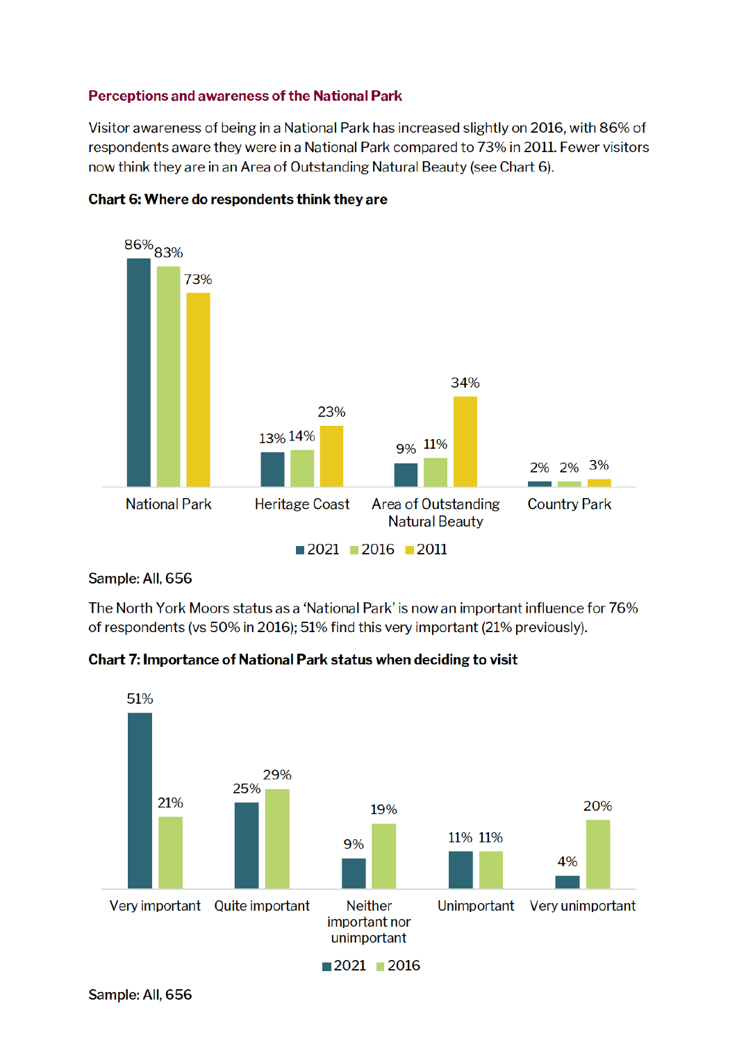### Perceptions and awareness of the National Park

Visitor awareness of being in a National Park has increased slightly on 2016, with 86% of respondents aware they were in a National Park compared to 73% in 2011. Fewer visitors now think they are in an Area of Outstanding Natural Beauty (see Chart 6).

**Chart 6: Where do respondents think they are**

| | 2021 | 2016 | 2011 |
|---|---|---|---|
| National Park | 86% | 83% | 73% |
| Heritage Coast | 13% | 14% | 23% |
| Area of Outstanding Natural Beauty | 9% | 11% | 34% |
| Country Park | 2% | 2% | 3% |

Sample: All, 656

The North York Moors status as a 'National Park' is now an important influence for 76% of respondents (vs 50% in 2016); 51% find this very important (21% previously).

**Chart 7: Importance of National Park status when deciding to visit**

| | 2021 | 2016 |
|---|---|---|
| Very important | 51% | 21% |
| Quite important | 25% | 29% |
| Neither important nor unimportant | 9% | 19% |
| Unimportant | 11% | 11% |
| Very unimportant | 4% | 20% |

Sample: All, 656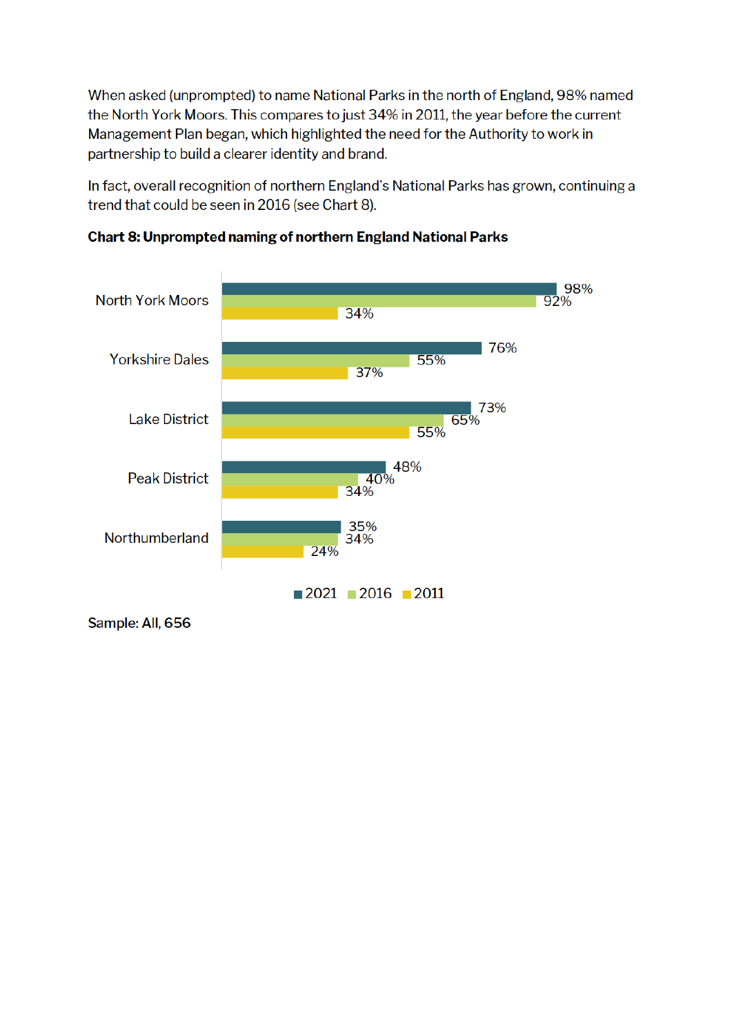When asked (unprompted) to name National Parks in the north of England, 98% named the North York Moors. This compares to just 34% in 2011, the year before the current Management Plan began, which highlighted the need for the Authority to work in partnership to build a clearer identity and brand.

In fact, overall recognition of northern England's National Parks has grown, continuing a trend that could be seen in 2016 (see Chart 8).

**Chart 8: Unprompted naming of northern England National Parks**

North York Moors
98%
92%
34%

Yorkshire Dales
76%
55%
37%

Lake District
73%
65%
55%

Peak District
48%
40%
34%

Northumberland
35%
34%
24%

2021 2016 2011

Sample: All, 656